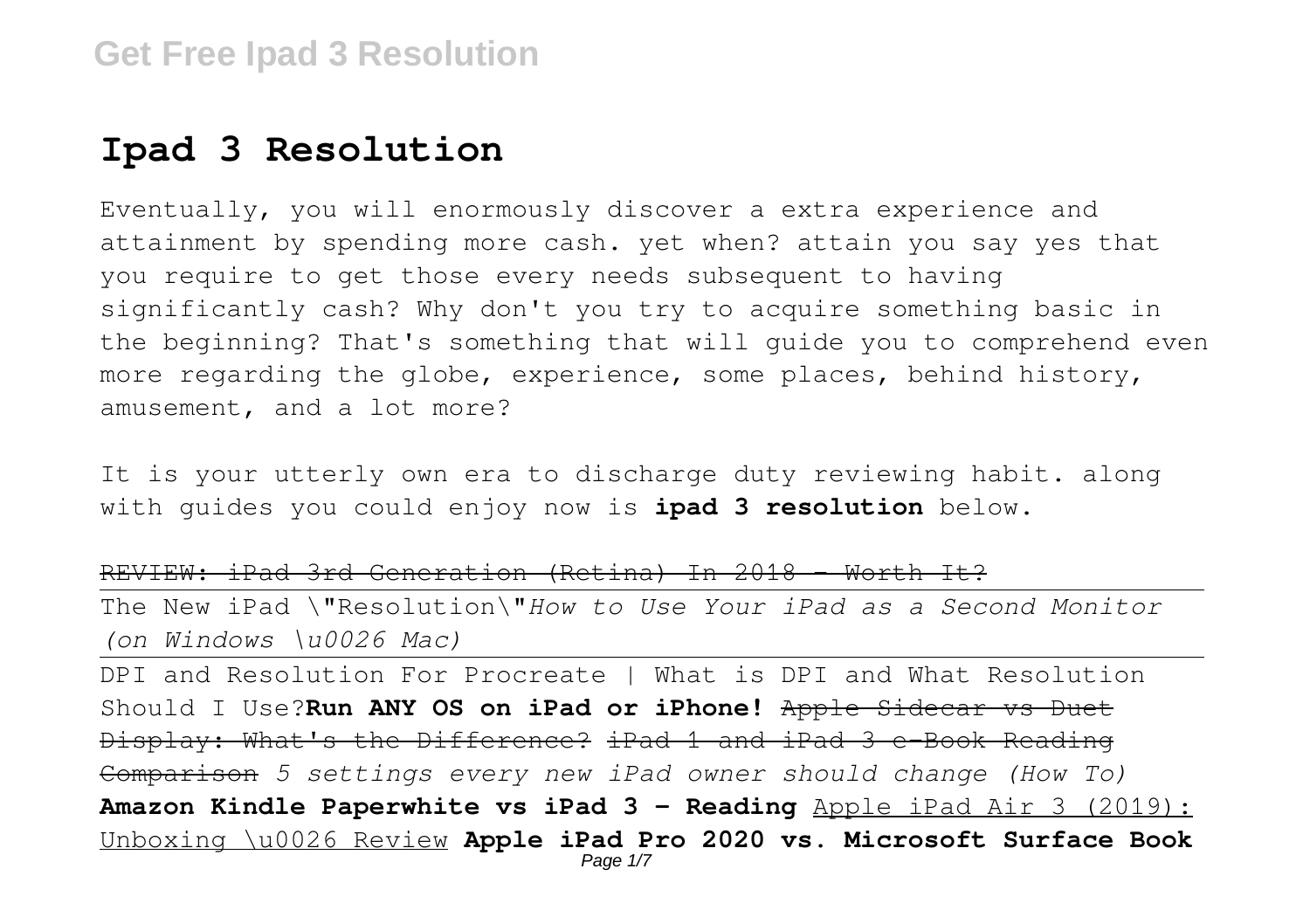# Ipad 3 Resolution

Eventually, you will enormously discover a extra experience and attainment by spending more cash. yet when? attain you say yes that you require to get those every needs subsequent to having significantly cash? Why don't you try to acquire something basic in the beginning? That's something that will guide you to comprehend even more regarding the globe, experience, some places, behind history, amusement, and a lot more?

It is your utterly own era to discharge duty reviewing habit. along with guides you could enjoy now is **ipad 3 resolution** below.

~~REVIEW: iPad 3rd Generation (Retina) In 2018 - Worth It?~~

The New iPad \"Resolution\" *How to Use Your iPad as a Second Monitor (on Windows \u0026 Mac)*

DPI and Resolution For Procreate | What is DPI and What Resolution Should I Use? **Run ANY OS on iPad or iPhone!** ~~Apple Sidecar vs Duet Display: What's the Difference?~~ ~~iPad 1 and iPad 3 e-Book Reading Comparison~~ *5 settings every new iPad owner should change (How To)* **Amazon Kindle Paperwhite vs iPad 3 - Reading** Apple iPad Air 3 (2019): Unboxing \u0026 Review **Apple iPad Pro 2020 vs. Microsoft Surface Book**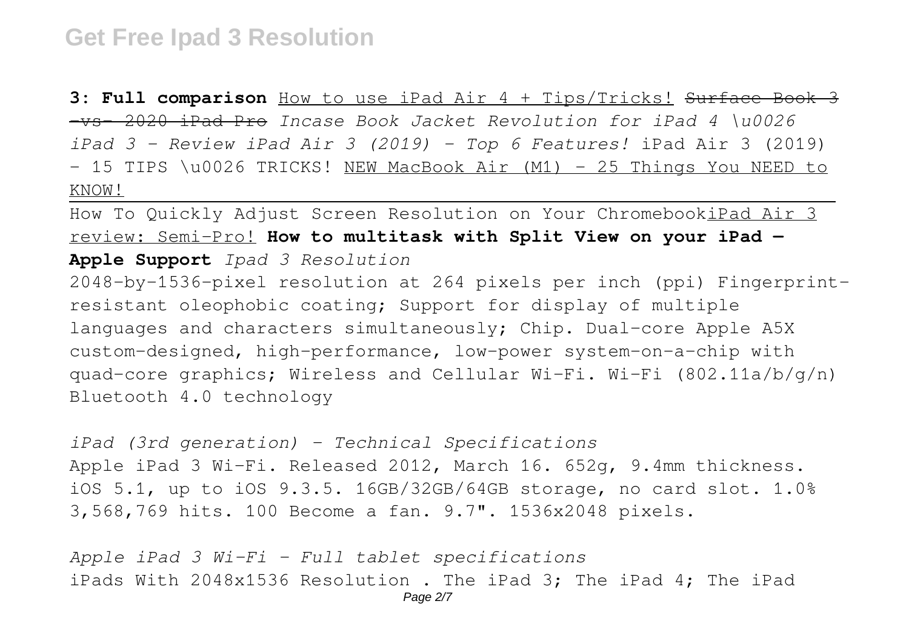**3: Full comparison** How to use iPad Air 4 + Tips/Tricks! ~~Surface Book 3 -vs- 2020 iPad Pro~~ *Incase Book Jacket Revolution for iPad 4 \u0026 iPad 3 - Review* *iPad Air 3 (2019) - Top 6 Features!* iPad Air 3 (2019) - 15 TIPS \u0026 TRICKS! NEW MacBook Air (M1) - 25 Things You NEED to KNOW!

How To Quickly Adjust Screen Resolution on Your ChromebookiPad Air 3 review: Semi-Pro! **How to multitask with Split View on your iPad — Apple Support** *Ipad 3 Resolution*

2048-by-1536-pixel resolution at 264 pixels per inch (ppi) Fingerprint-resistant oleophobic coating; Support for display of multiple languages and characters simultaneously; Chip. Dual-core Apple A5X custom-designed, high-performance, low-power system-on-a-chip with quad-core graphics; Wireless and Cellular Wi-Fi. Wi-Fi (802.11a/b/g/n) Bluetooth 4.0 technology

*iPad (3rd generation) - Technical Specifications*

Apple iPad 3 Wi-Fi. Released 2012, March 16. 652g, 9.4mm thickness. iOS 5.1, up to iOS 9.3.5. 16GB/32GB/64GB storage, no card slot. 1.0% 3,568,769 hits. 100 Become a fan. 9.7". 1536x2048 pixels.

*Apple iPad 3 Wi-Fi - Full tablet specifications*

iPads With 2048x1536 Resolution . The iPad 3; The iPad 4; The iPad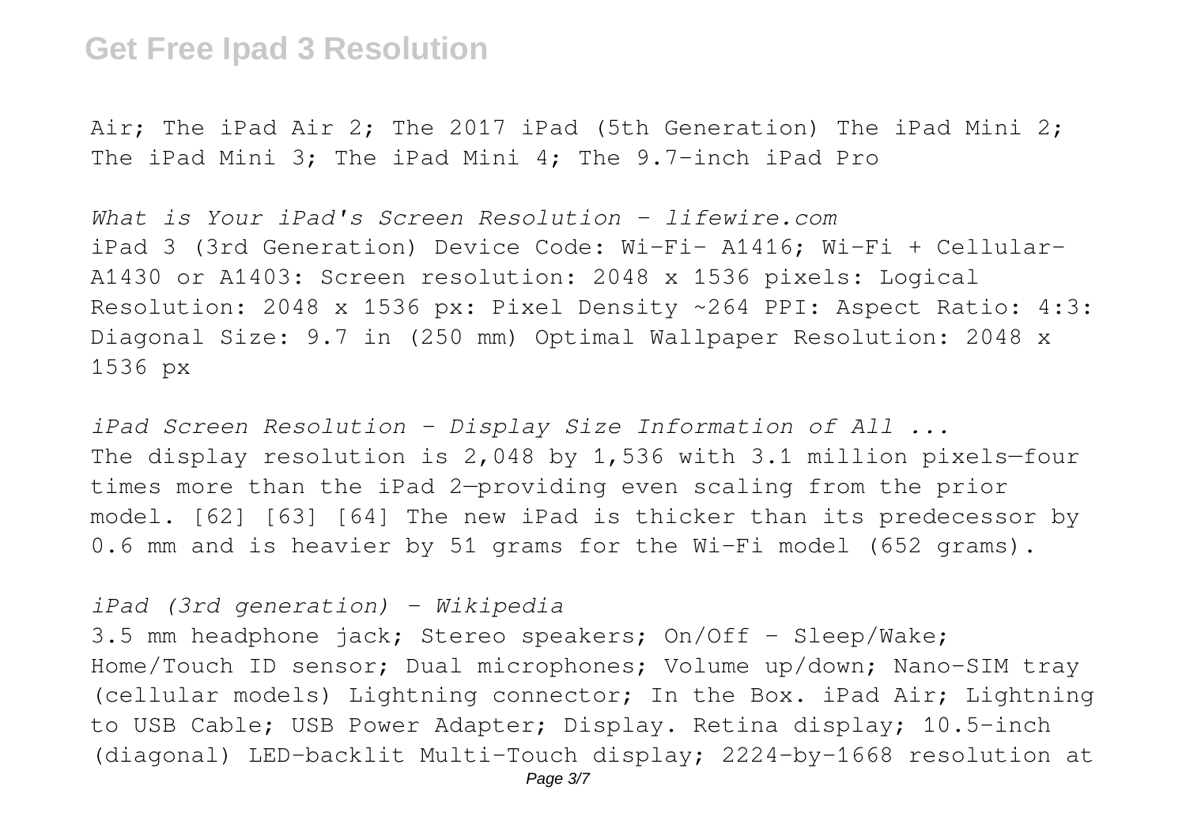Air; The iPad Air 2; The 2017 iPad (5th Generation) The iPad Mini 2; The iPad Mini 3; The iPad Mini 4; The 9.7-inch iPad Pro

*What is Your iPad's Screen Resolution - lifewire.com*
iPad 3 (3rd Generation) Device Code: Wi-Fi- A1416; Wi-Fi + Cellular- A1430 or A1403: Screen resolution: 2048 x 1536 pixels: Logical Resolution: 2048 x 1536 px: Pixel Density ~264 PPI: Aspect Ratio: 4:3: Diagonal Size: 9.7 in (250 mm) Optimal Wallpaper Resolution: 2048 x 1536 px

*iPad Screen Resolution - Display Size Information of All ...*
The display resolution is 2,048 by 1,536 with 3.1 million pixels—four times more than the iPad 2—providing even scaling from the prior model. [62] [63] [64] The new iPad is thicker than its predecessor by 0.6 mm and is heavier by 51 grams for the Wi-Fi model (652 grams).

*iPad (3rd generation) - Wikipedia*
3.5 mm headphone jack; Stereo speakers; On/Off - Sleep/Wake; Home/Touch ID sensor; Dual microphones; Volume up/down; Nano-SIM tray (cellular models) Lightning connector; In the Box. iPad Air; Lightning to USB Cable; USB Power Adapter; Display. Retina display; 10.5-inch (diagonal) LED-backlit Multi-Touch display; 2224-by-1668 resolution at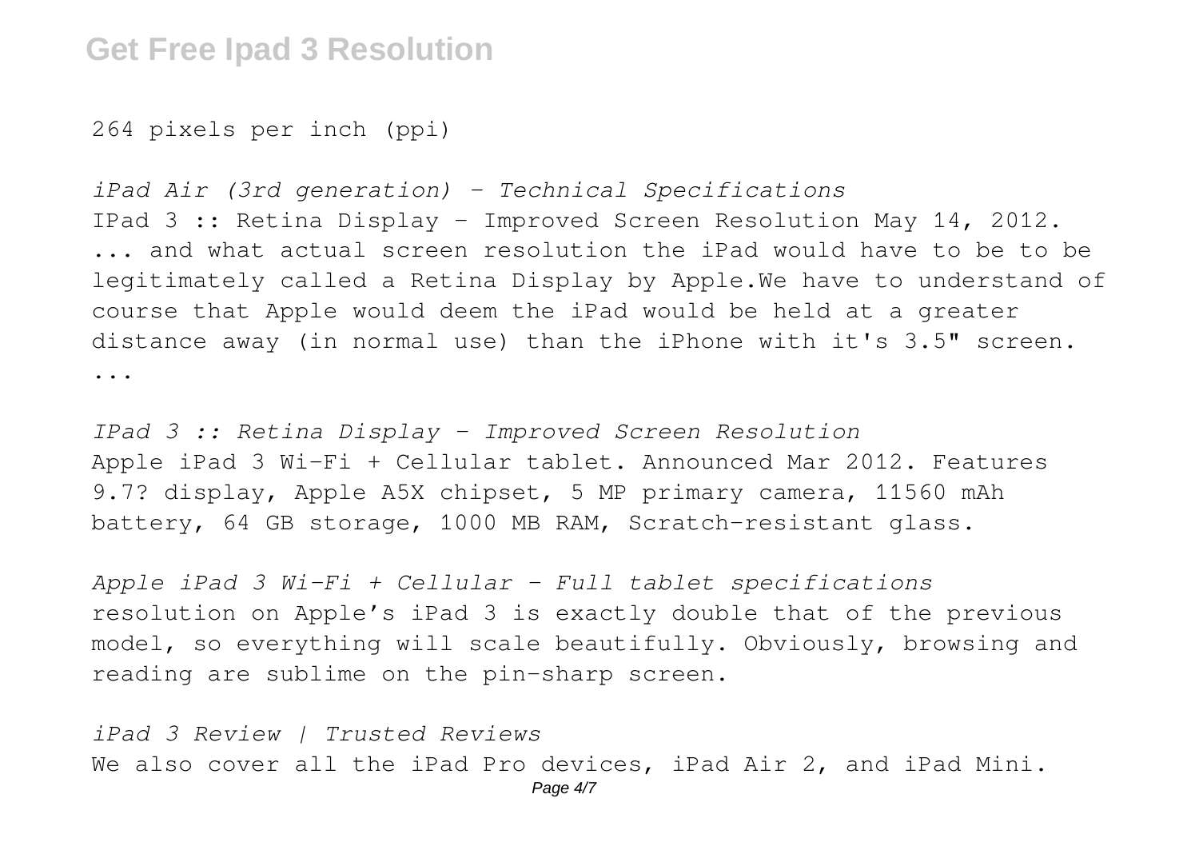264 pixels per inch (ppi)

*iPad Air (3rd generation) - Technical Specifications*
IPad 3 :: Retina Display - Improved Screen Resolution May 14, 2012. ... and what actual screen resolution the iPad would have to be to be legitimately called a Retina Display by Apple.We have to understand of course that Apple would deem the iPad would be held at a greater distance away (in normal use) than the iPhone with it's 3.5" screen. ...

*IPad 3 :: Retina Display - Improved Screen Resolution*
Apple iPad 3 Wi-Fi + Cellular tablet. Announced Mar 2012. Features 9.7? display, Apple A5X chipset, 5 MP primary camera, 11560 mAh battery, 64 GB storage, 1000 MB RAM, Scratch-resistant glass.

*Apple iPad 3 Wi-Fi + Cellular - Full tablet specifications*
resolution on Apple's iPad 3 is exactly double that of the previous model, so everything will scale beautifully. Obviously, browsing and reading are sublime on the pin-sharp screen.

*iPad 3 Review | Trusted Reviews*
We also cover all the iPad Pro devices, iPad Air 2, and iPad Mini.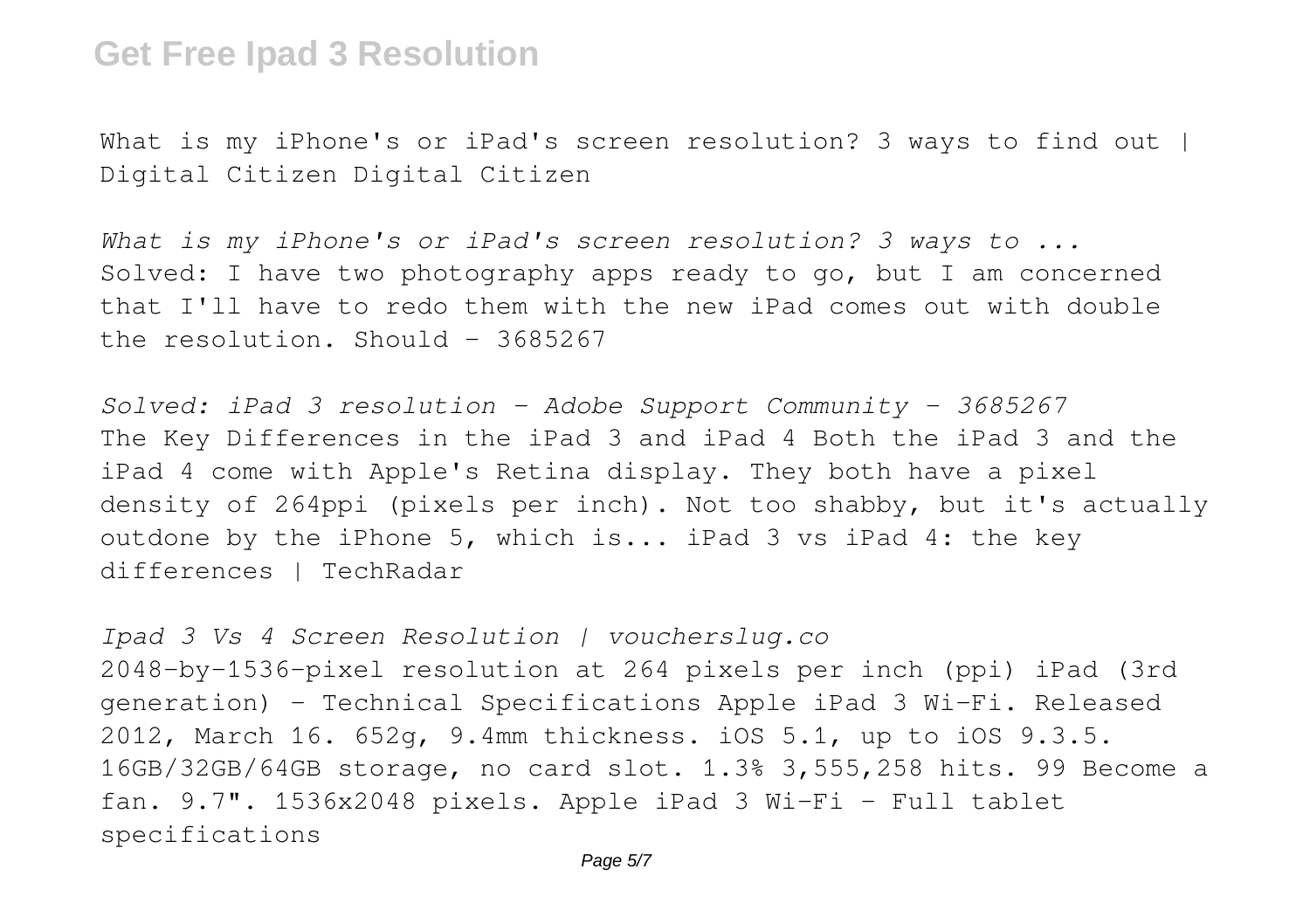What is my iPhone's or iPad's screen resolution? 3 ways to find out | Digital Citizen Digital Citizen

*What is my iPhone's or iPad's screen resolution? 3 ways to ...*
Solved: I have two photography apps ready to go, but I am concerned that I'll have to redo them with the new iPad comes out with double the resolution. Should - 3685267

*Solved: iPad 3 resolution - Adobe Support Community - 3685267*
The Key Differences in the iPad 3 and iPad 4 Both the iPad 3 and the iPad 4 come with Apple's Retina display. They both have a pixel density of 264ppi (pixels per inch). Not too shabby, but it's actually outdone by the iPhone 5, which is... iPad 3 vs iPad 4: the key differences | TechRadar

*Ipad 3 Vs 4 Screen Resolution | voucherslug.co*
2048-by-1536-pixel resolution at 264 pixels per inch (ppi) iPad (3rd generation) - Technical Specifications Apple iPad 3 Wi-Fi. Released 2012, March 16. 652g, 9.4mm thickness. iOS 5.1, up to iOS 9.3.5. 16GB/32GB/64GB storage, no card slot. 1.3% 3,555,258 hits. 99 Become a fan. 9.7". 1536x2048 pixels. Apple iPad 3 Wi-Fi - Full tablet specifications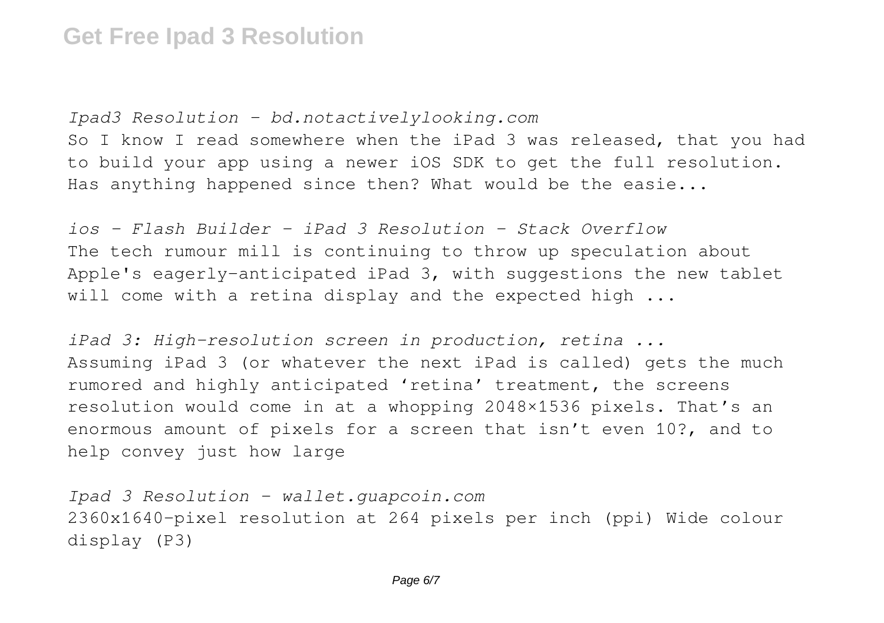*Ipad3 Resolution - bd.notactivelylooking.com*

So I know I read somewhere when the iPad 3 was released, that you had to build your app using a newer iOS SDK to get the full resolution. Has anything happened since then? What would be the easie...

*ios - Flash Builder - iPad 3 Resolution - Stack Overflow*

The tech rumour mill is continuing to throw up speculation about Apple's eagerly-anticipated iPad 3, with suggestions the new tablet will come with a retina display and the expected high ...

*iPad 3: High-resolution screen in production, retina ...*

Assuming iPad 3 (or whatever the next iPad is called) gets the much rumored and highly anticipated 'retina' treatment, the screens resolution would come in at a whopping 2048×1536 pixels. That's an enormous amount of pixels for a screen that isn't even 10?, and to help convey just how large

*Ipad 3 Resolution - wallet.guapcoin.com*

2360x1640-pixel resolution at 264 pixels per inch (ppi) Wide colour display (P3)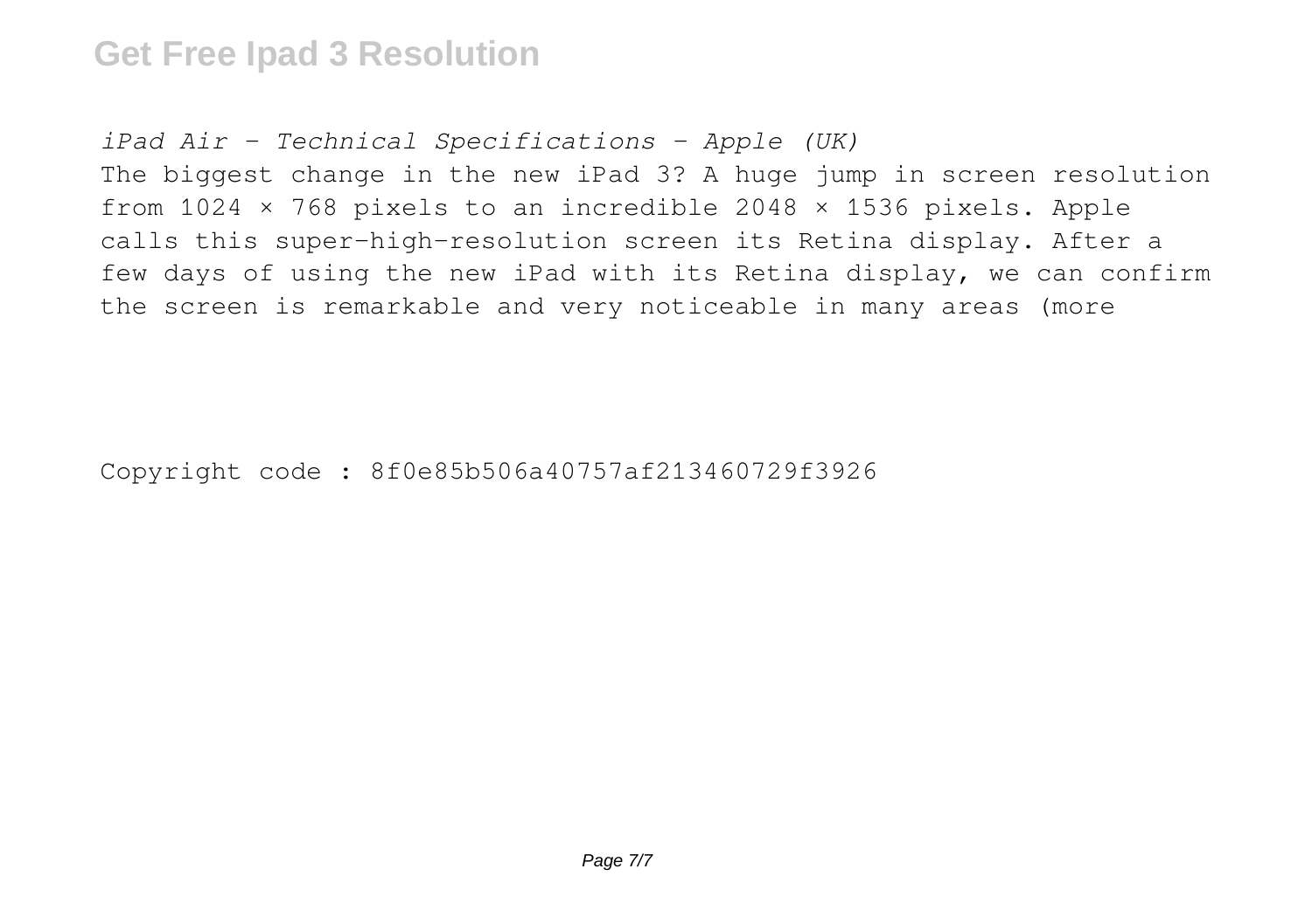*iPad Air - Technical Specifications - Apple (UK)*

The biggest change in the new iPad 3? A huge jump in screen resolution from 1024 × 768 pixels to an incredible 2048 × 1536 pixels. Apple calls this super-high-resolution screen its Retina display. After a few days of using the new iPad with its Retina display, we can confirm the screen is remarkable and very noticeable in many areas (more

Copyright code : 8f0e85b506a40757af213460729f3926